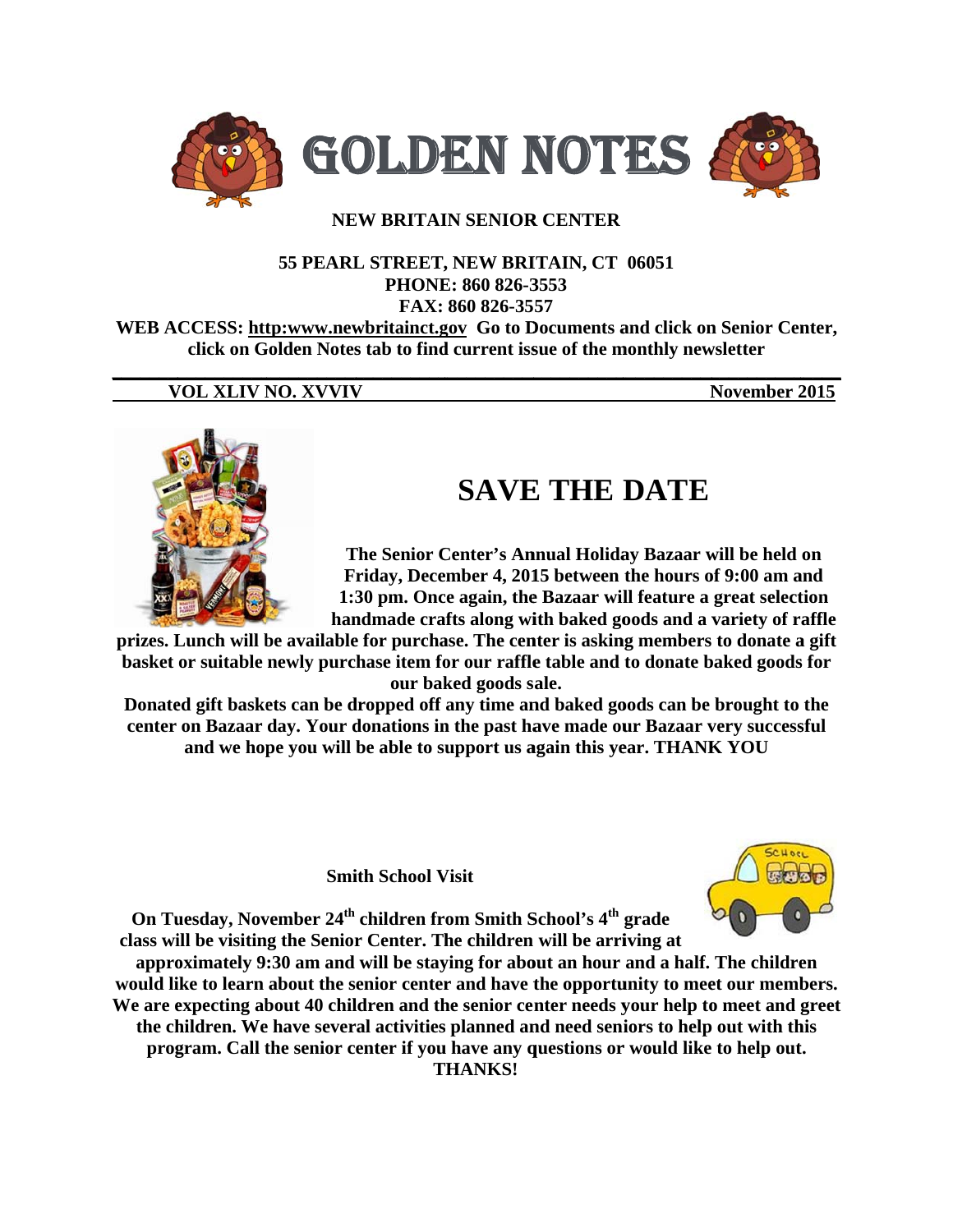# GOLDEN NOTES

**NEW BRITAIN SENIOR CENTER**

**55 PEARL STREET, NEW BRITAIN, CT 06051**
**PHONE: 860 826-3553**
**FAX: 860 826-3557**
**WEB ACCESS: http:www.newbritainct.gov Go to Documents and click on Senior Center, click on Golden Notes tab to find current issue of the monthly newsletter**

**VOL XLIV NO. XVVIV** **November 2015**

## SAVE THE DATE

**The Senior Center's Annual Holiday Bazaar will be held on Friday, December 4, 2015 between the hours of 9:00 am and 1:30 pm. Once again, the Bazaar will feature a great selection handmade crafts along with baked goods and a variety of raffle prizes. Lunch will be available for purchase. The center is asking members to donate a gift basket or suitable newly purchase item for our raffle table and to donate baked goods for our baked goods sale.**

**Donated gift baskets can be dropped off any time and baked goods can be brought to the center on Bazaar day. Your donations in the past have made our Bazaar very successful and we hope you will be able to support us again this year. THANK YOU**

**Smith School Visit**

**On Tuesday, November 24th children from Smith School's 4th grade class will be visiting the Senior Center. The children will be arriving at approximately 9:30 am and will be staying for about an hour and a half. The children would like to learn about the senior center and have the opportunity to meet our members. We are expecting about 40 children and the senior center needs your help to meet and greet the children. We have several activities planned and need seniors to help out with this program. Call the senior center if you have any questions or would like to help out. THANKS!**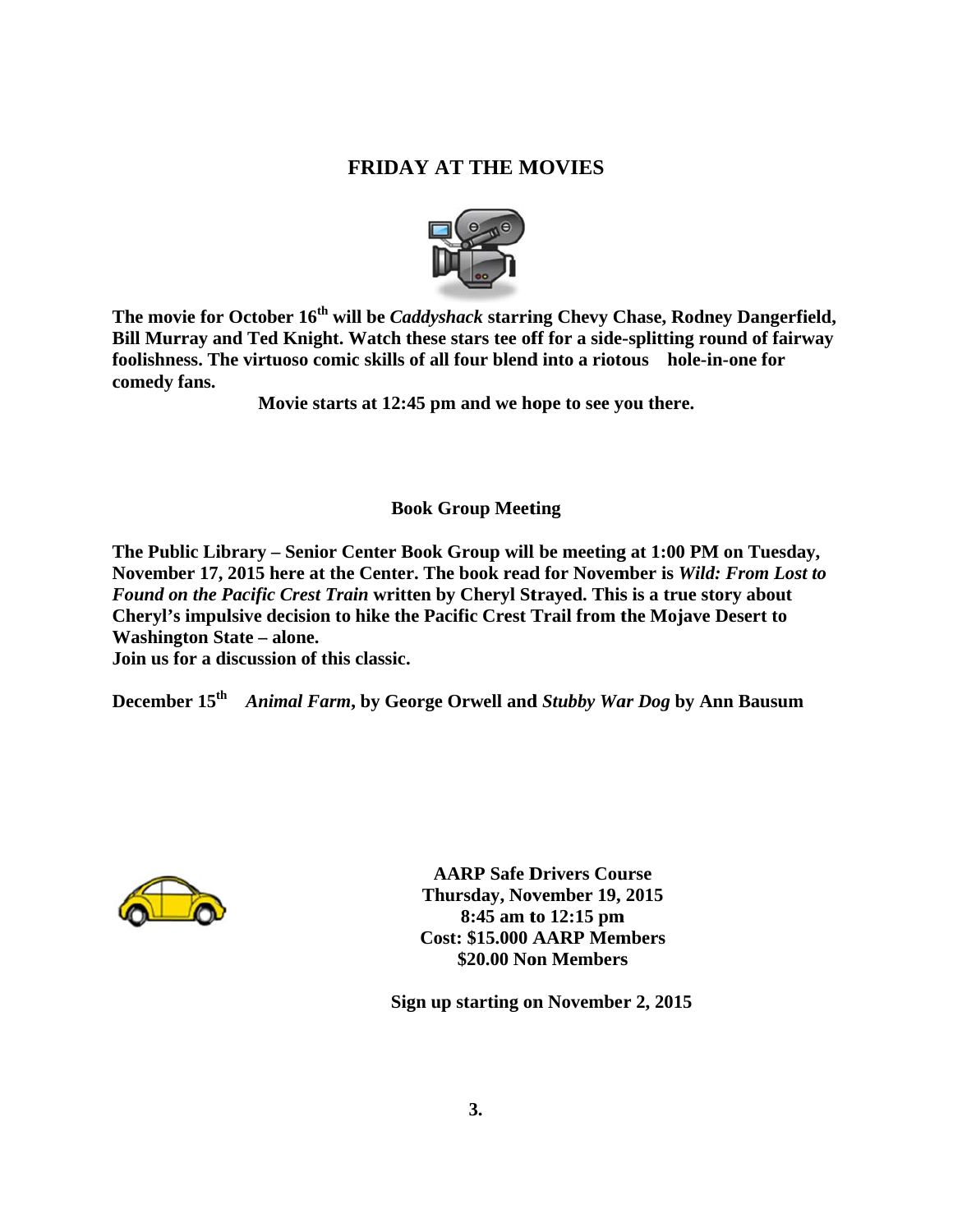## FRIDAY AT THE MOVIES

**The movie for October 16th will be *Caddyshack* starring Chevy Chase, Rodney Dangerfield, Bill Murray and Ted Knight. Watch these stars tee off for a side-splitting round of fairway foolishness. The virtuoso comic skills of all four blend into a riotous hole-in-one for comedy fans.**

**Movie starts at 12:45 pm and we hope to see you there.**

### Book Group Meeting

**The Public Library – Senior Center Book Group will be meeting at 1:00 PM on Tuesday, November 17, 2015 here at the Center. The book read for November is *Wild: From Lost to Found on the Pacific Crest Train* written by Cheryl Strayed. This is a true story about Cheryl's impulsive decision to hike the Pacific Crest Trail from the Mojave Desert to Washington State – alone.**
**Join us for a discussion of this classic.**

**December 15th *Animal Farm*, by George Orwell and *Stubby War Dog* by Ann Bausum**

**AARP Safe Drivers Course**
**Thursday, November 19, 2015**
**8:45 am to 12:15 pm**
**Cost: $15.000 AARP Members**
**$20.00 Non Members**

**Sign up starting on November 2, 2015**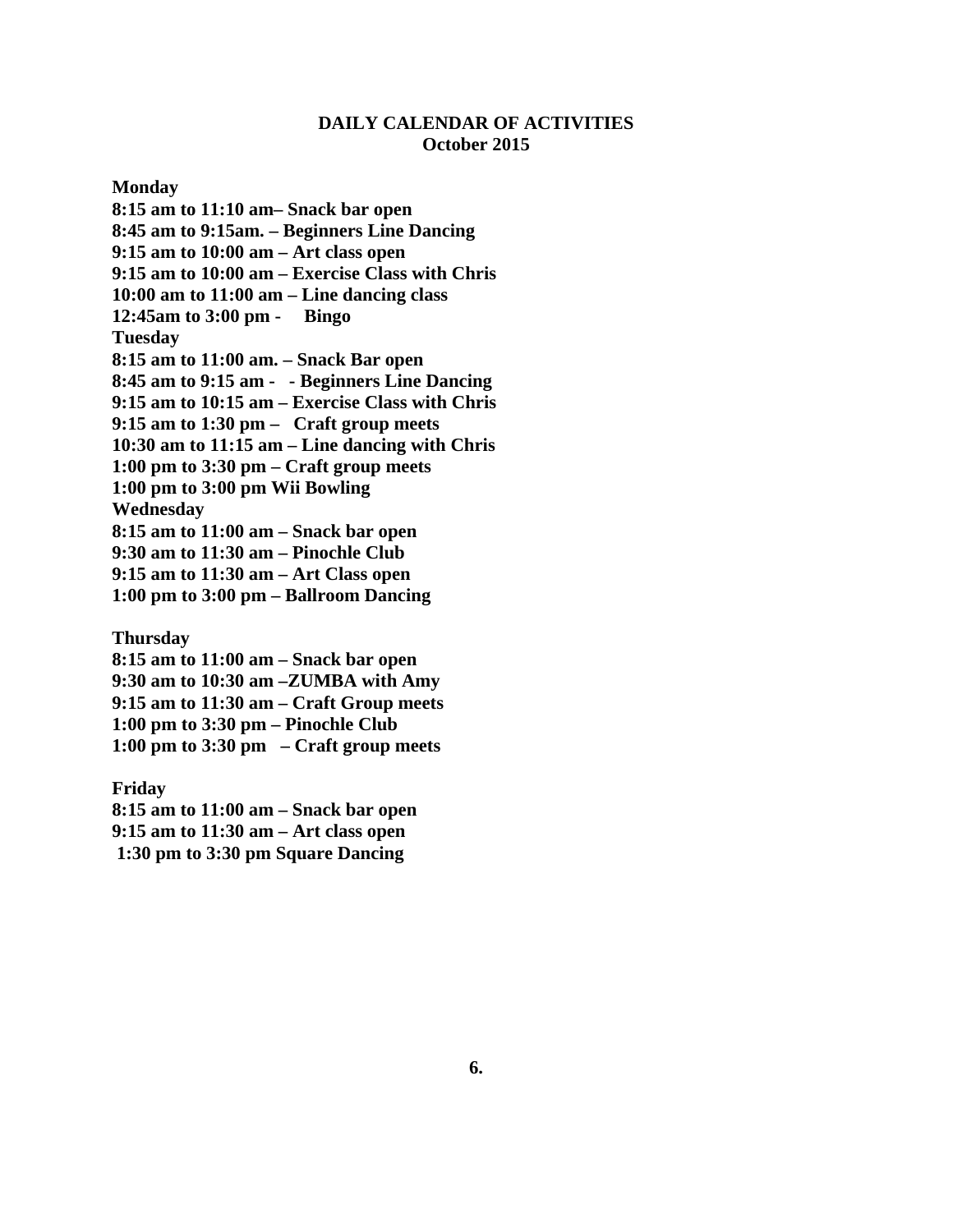**DAILY CALENDAR OF ACTIVITIES**
**October 2015**

**Monday**
**8:15 am to 11:10 am– Snack bar open**
**8:45 am to 9:15am. – Beginners Line Dancing**
**9:15 am to 10:00 am – Art class open**
**9:15 am to 10:00 am – Exercise Class with Chris**
**10:00 am to 11:00 am – Line dancing class**
**12:45am to 3:00 pm - Bingo**

**Tuesday**
**8:15 am to 11:00 am. – Snack Bar open**
**8:45 am to 9:15 am - - Beginners Line Dancing**
**9:15 am to 10:15 am – Exercise Class with Chris**
**9:15 am to 1:30 pm – Craft group meets**
**10:30 am to 11:15 am – Line dancing with Chris**
**1:00 pm to 3:30 pm – Craft group meets**
**1:00 pm to 3:00 pm Wii Bowling**

**Wednesday**
**8:15 am to 11:00 am – Snack bar open**
**9:30 am to 11:30 am – Pinochle Club**
**9:15 am to 11:30 am – Art Class open**
**1:00 pm to 3:00 pm – Ballroom Dancing**

**Thursday**
**8:15 am to 11:00 am – Snack bar open**
**9:30 am to 10:30 am –ZUMBA with Amy**
**9:15 am to 11:30 am – Craft Group meets**
**1:00 pm to 3:30 pm – Pinochle Club**
**1:00 pm to 3:30 pm – Craft group meets**

**Friday**
**8:15 am to 11:00 am – Snack bar open**
**9:15 am to 11:30 am – Art class open**
**1:30 pm to 3:30 pm Square Dancing**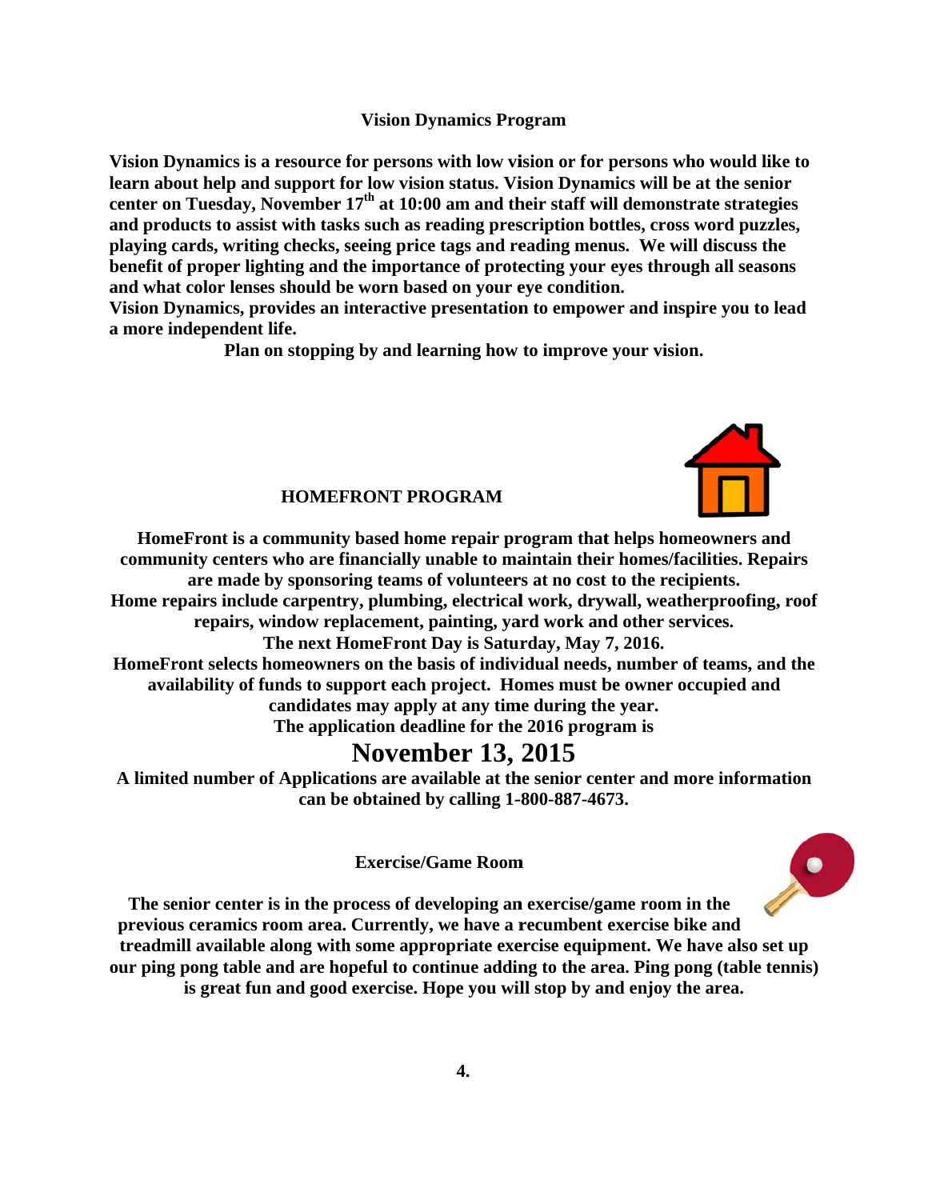## Vision Dynamics Program

**Vision Dynamics is a resource for persons with low vision or for persons who would like to learn about help and support for low vision status. Vision Dynamics will be at the senior center on Tuesday, November 17th at 10:00 am and their staff will demonstrate strategies and products to assist with tasks such as reading prescription bottles, cross word puzzles, playing cards, writing checks, seeing price tags and reading menus. We will discuss the benefit of proper lighting and the importance of protecting your eyes through all seasons and what color lenses should be worn based on your eye condition.**

**Vision Dynamics, provides an interactive presentation to empower and inspire you to lead a more independent life.**

**Plan on stopping by and learning how to improve your vision.**

## HOMEFRONT PROGRAM

**HomeFront is a community based home repair program that helps homeowners and community centers who are financially unable to maintain their homes/facilities. Repairs are made by sponsoring teams of volunteers at no cost to the recipients.**

**Home repairs include carpentry, plumbing, electrical work, drywall, weatherproofing, roof repairs, window replacement, painting, yard work and other services.**

**The next HomeFront Day is Saturday, May 7, 2016.**

**HomeFront selects homeowners on the basis of individual needs, number of teams, and the availability of funds to support each project. Homes must be owner occupied and candidates may apply at any time during the year.**

**The application deadline for the 2016 program is**

# November 13, 2015

**A limited number of Applications are available at the senior center and more information can be obtained by calling 1-800-887-4673.**

## Exercise/Game Room

**The senior center is in the process of developing an exercise/game room in the previous ceramics room area. Currently, we have a recumbent exercise bike and treadmill available along with some appropriate exercise equipment. We have also set up our ping pong table and are hopeful to continue adding to the area. Ping pong (table tennis) is great fun and good exercise. Hope you will stop by and enjoy the area.**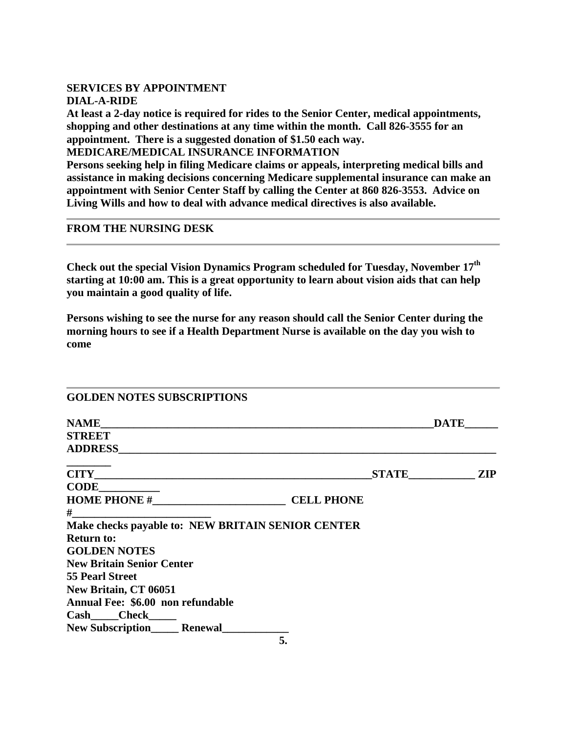**SERVICES BY APPOINTMENT**

**DIAL-A-RIDE**

**At least a 2-day notice is required for rides to the Senior Center, medical appointments, shopping and other destinations at any time within the month. Call 826-3555 for an appointment. There is a suggested donation of $1.50 each way.**

**MEDICARE/MEDICAL INSURANCE INFORMATION**

**Persons seeking help in filing Medicare claims or appeals, interpreting medical bills and assistance in making decisions concerning Medicare supplemental insurance can make an appointment with Senior Center Staff by calling the Center at 860 826-3553. Advice on Living Wills and how to deal with advance medical directives is also available.**

---

**FROM THE NURSING DESK**

---

**Check out the special Vision Dynamics Program scheduled for Tuesday, November 17th starting at 10:00 am. This is a great opportunity to learn about vision aids that can help you maintain a good quality of life.**

**Persons wishing to see the nurse for any reason should call the Senior Center during the morning hours to see if a Health Department Nurse is available on the day you wish to come**

---

**GOLDEN NOTES SUBSCRIPTIONS**

**NAME_______________________________________________________________DATE______**

**STREET ADDRESS__________________________________________________________________________**

**CITY___________________________________________________STATE____________ ZIP CODE___________**

**HOME PHONE #________________________ CELL PHONE #__________________________**

**Make checks payable to: NEW BRITAIN SENIOR CENTER**

**Return to:**

**GOLDEN NOTES**

**New Britain Senior Center**

**55 Pearl Street**

**New Britain, CT 06051**

**Annual Fee: $6.00 non refundable**

**Cash_____Check_____**

**New Subscription_____ Renewal____________**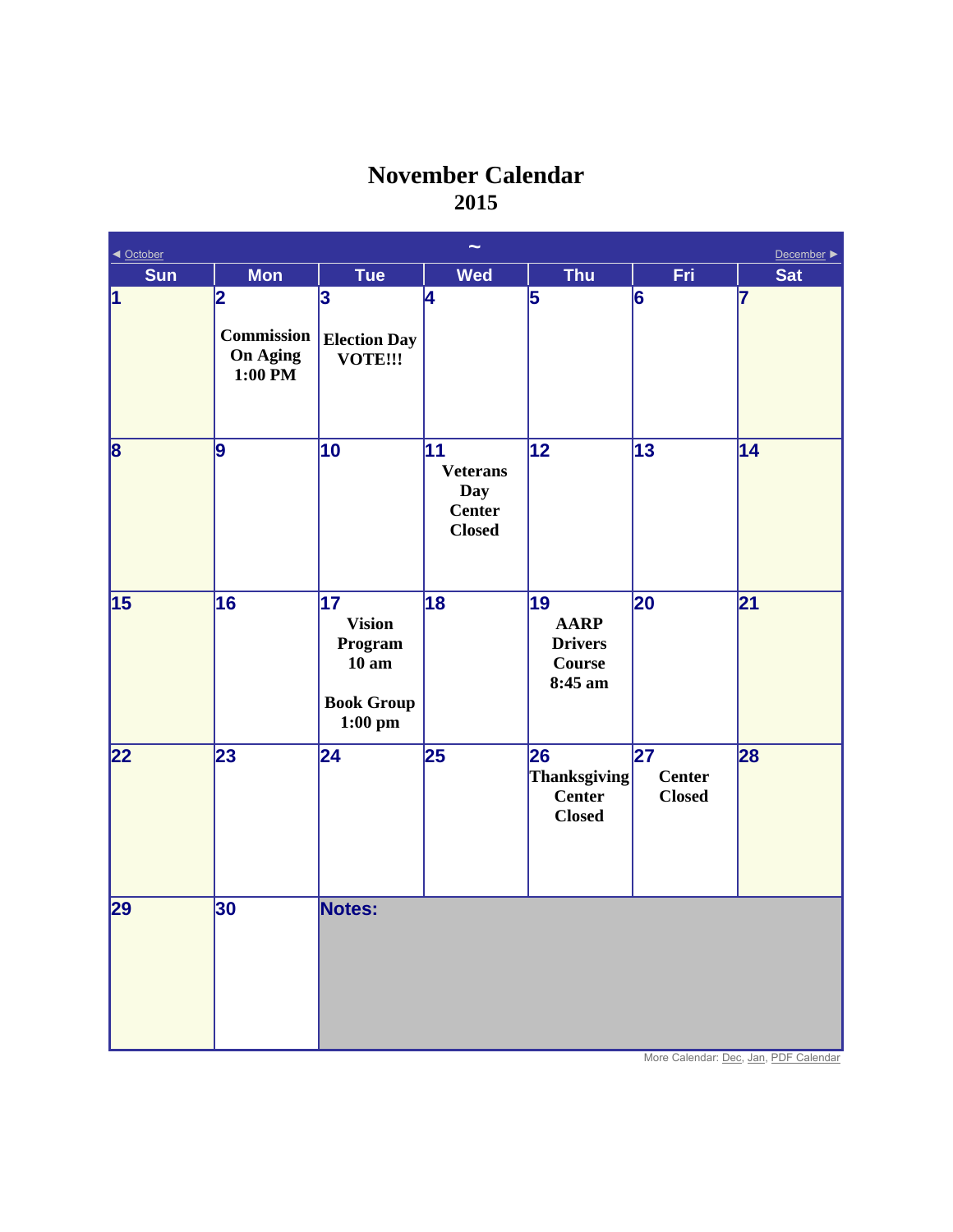# November Calendar
## 2015

◄ October ~ December ►

| Sun | Mon | Tue | Wed | Thu | Fri | Sat |
|---|---|---|---|---|---|---|
| 1 | 2 Commission On Aging 1:00 PM | 3 Election Day VOTE!!! | 4 | 5 | 6 | 7 |
| 8 | 9 | 10 | 11 Veterans Day Center Closed | 12 | 13 | 14 |
| 15 | 16 | 17 Vision Program 10 am Book Group 1:00 pm | 18 | 19 AARP Drivers Course 8:45 am | 20 | 21 |
| 22 | 23 | 24 | 25 | 26 Thanksgiving Center Closed | 27 Center Closed | 28 |
| 29 | 30 | Notes: | | | | |

More Calendar: Dec, Jan, PDF Calendar